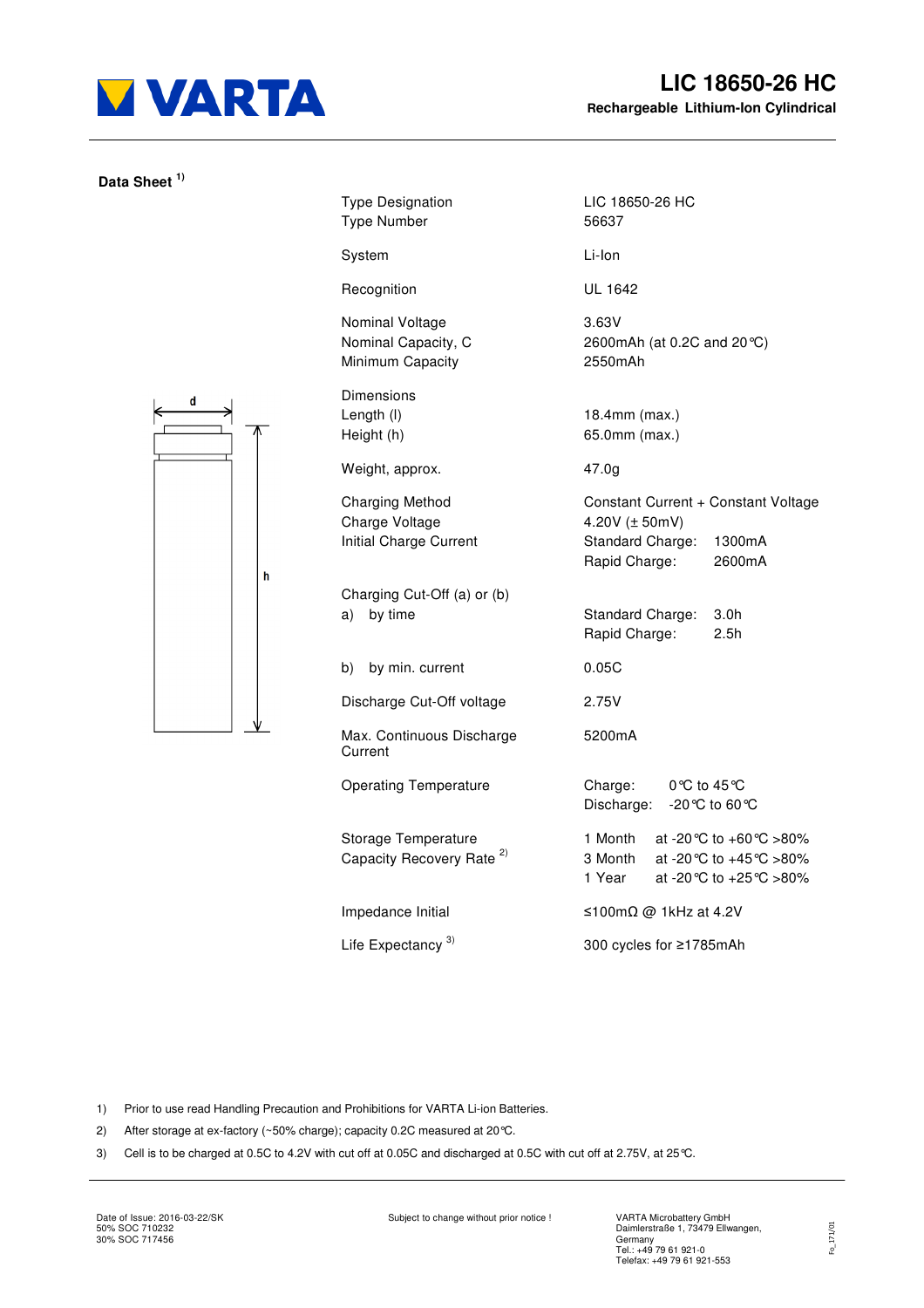# VARTA

## LIC 18650-26 HC

**Rechargeable Lithium-Ion Cylindrical**

**Data Sheet** [1)]

| | |
|---|---|
| Type Designation | LIC 18650-26 HC |
| Type Number | 56637 |
| System | Li-Ion |
| Recognition | UL 1642 |
| Nominal Voltage | 3.63V |
| Nominal Capacity, C | 2600mAh (at 0.2C and 20℃) |
| Minimum Capacity | 2550mAh |
| Dimensions | |
| Length (l) | 18.4mm (max.) |
| Height (h) | 65.0mm (max.) |
| Weight, approx. | 47.0g |
| Charging Method | Constant Current + Constant Voltage |
| Charge Voltage | 4.20V (± 50mV) |
| Initial Charge Current | Standard Charge: 1300mA<br>Rapid Charge: 2600mA |
| Charging Cut-Off (a) or (b) | |
| a) by time | Standard Charge: 3.0h<br>Rapid Charge: 2.5h |
| b) by min. current | 0.05C |
| Discharge Cut-Off voltage | 2.75V |
| Max. Continuous Discharge Current | 5200mA |
| Operating Temperature | Charge: 0℃ to 45℃<br>Discharge: -20℃ to 60℃ |
| Storage Temperature<br>Capacity Recovery Rate [2)] | 1 Month at -20℃ to +60℃ >80%<br>3 Month at -20℃ to +45℃ >80%<br>1 Year at -20℃ to +25℃ >80% |
| Impedance Initial | ≤100mΩ @ 1kHz at 4.2V |
| Life Expectancy [3)] | 300 cycles for ≥1785mAh |

1) Prior to use read Handling Precaution and Prohibitions for VARTA Li-ion Batteries.

2) After storage at ex-factory (~50% charge); capacity 0.2C measured at 20℃.

3) Cell is to be charged at 0.5C to 4.2V with cut off at 0.05C and discharged at 0.5C with cut off at 2.75V, at 25℃.

Date of Issue: 2016-03-22/SK
50% SOC 710232
30% SOC 717456

Subject to change without prior notice !

VARTA Microbattery GmbH
Daimlerstraße 1, 73479 Ellwangen,
Germany
Tel.: +49 79 61 921-0
Telefax: +49 79 61 921-553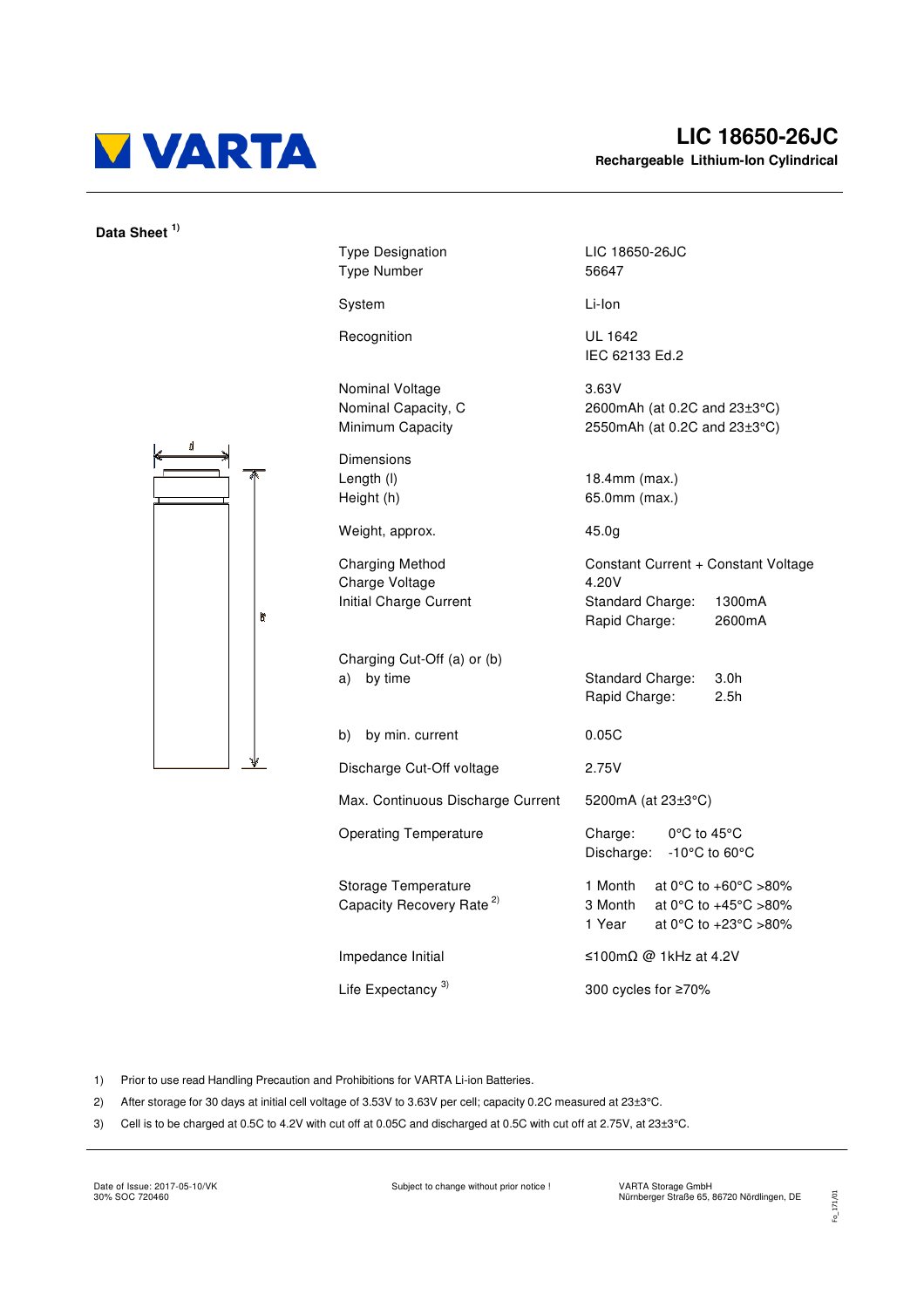**VARTA**

# LIC 18650-26JC

**Rechargeable Lithium-Ion Cylindrical**

**Data Sheet** [1)]

| | |
|---|---|
| Type Designation | LIC 18650-26JC |
| Type Number | 56647 |
| System | Li-Ion |
| Recognition | UL 1642<br>IEC 62133 Ed.2 |
| Nominal Voltage | 3.63V |
| Nominal Capacity, C | 2600mAh (at 0.2C and 23±3°C) |
| Minimum Capacity | 2550mAh (at 0.2C and 23±3°C) |
| Dimensions | |
| Length (l) | 18.4mm (max.) |
| Height (h) | 65.0mm (max.) |
| Weight, approx. | 45.0g |
| Charging Method | Constant Current + Constant Voltage |
| Charge Voltage | 4.20V |
| Initial Charge Current | Standard Charge: 1300mA<br>Rapid Charge: 2600mA |
| Charging Cut-Off (a) or (b) | |
| a) by time | Standard Charge: 3.0h<br>Rapid Charge: 2.5h |
| b) by min. current | 0.05C |
| Discharge Cut-Off voltage | 2.75V |
| Max. Continuous Discharge Current | 5200mA (at 23±3°C) |
| Operating Temperature | Charge: 0°C to 45°C<br>Discharge: -10°C to 60°C |
| Storage Temperature<br>Capacity Recovery Rate [2)] | 1 Month at 0°C to +60°C >80%<br>3 Month at 0°C to +45°C >80%<br>1 Year at 0°C to +23°C >80% |
| Impedance Initial | ≤100mΩ @ 1kHz at 4.2V |
| Life Expectancy [3)] | 300 cycles for ≥70% |

1) Prior to use read Handling Precaution and Prohibitions for VARTA Li-ion Batteries.

2) After storage for 30 days at initial cell voltage of 3.53V to 3.63V per cell; capacity 0.2C measured at 23±3°C.

3) Cell is to be charged at 0.5C to 4.2V with cut off at 0.05C and discharged at 0.5C with cut off at 2.75V, at 23±3°C.

Date of Issue: 2017-05-10/VK
30% SOC 720460

Subject to change without prior notice !

VARTA Storage GmbH
Nürnberger Straße 65, 86720 Nördlingen, DE